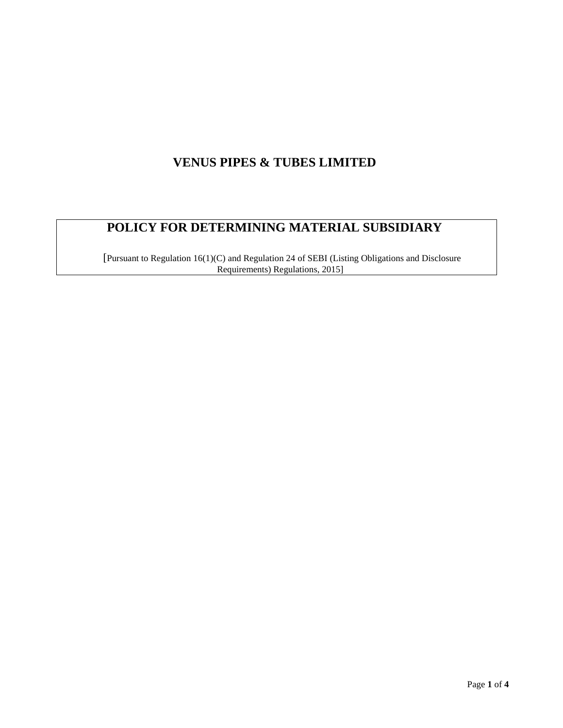# VENUS PIPES & TUBES LIMITED

## POLICY FOR DETERMINING MATERIAL SUBSIDIARY

[Pursuant to Regulation 16(1)(C) and Regulation 24 of SEBI (Listing Obligations and Disclosure Requirements) Regulations, 2015]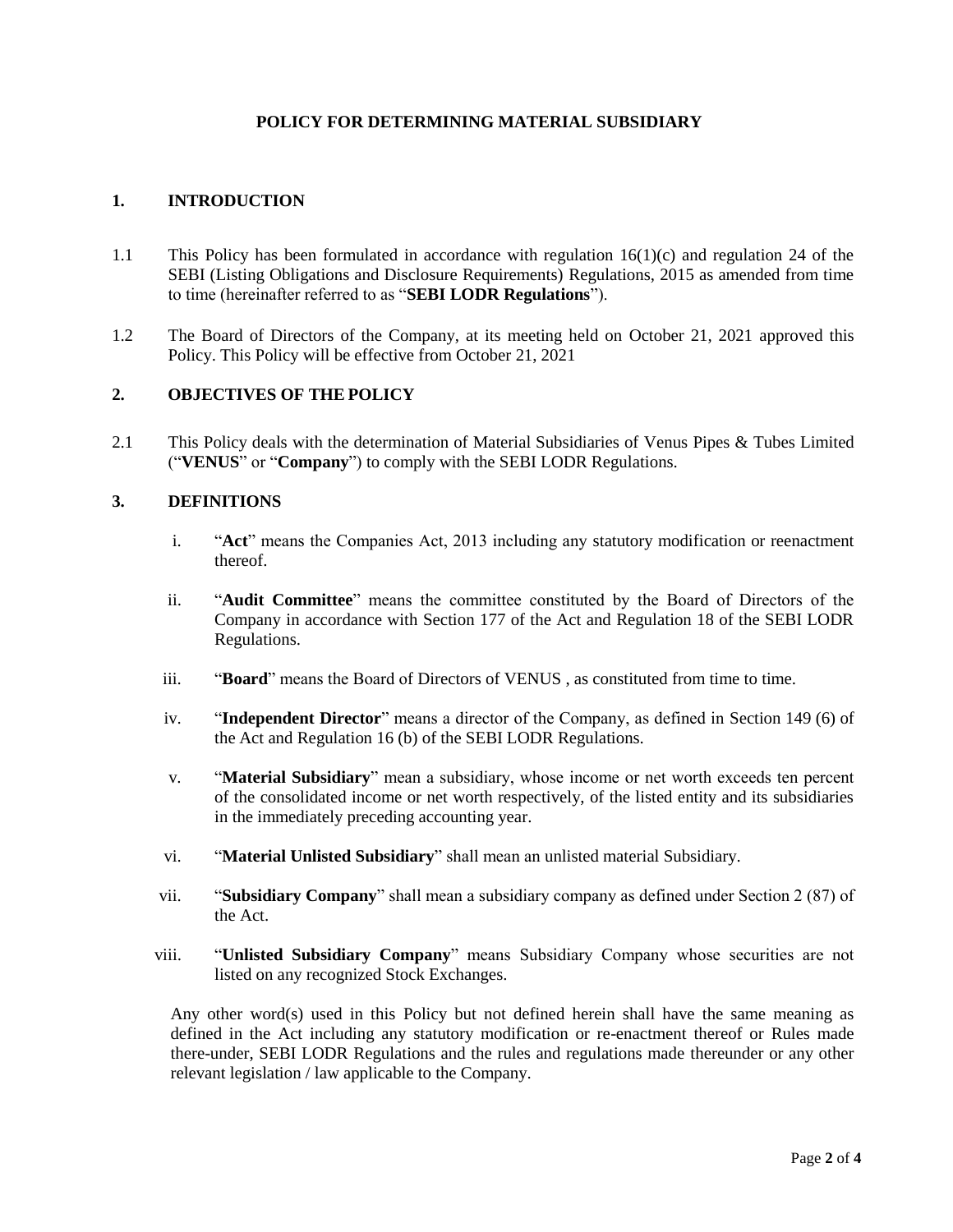# POLICY FOR DETERMINING MATERIAL SUBSIDIARY

## 1. INTRODUCTION

1.1 This Policy has been formulated in accordance with regulation 16(1)(c) and regulation 24 of the SEBI (Listing Obligations and Disclosure Requirements) Regulations, 2015 as amended from time to time (hereinafter referred to as "**SEBI LODR Regulations**").

1.2 The Board of Directors of the Company, at its meeting held on October 21, 2021 approved this Policy. This Policy will be effective from October 21, 2021

## 2. OBJECTIVES OF THE POLICY

2.1 This Policy deals with the determination of Material Subsidiaries of Venus Pipes & Tubes Limited ("**VENUS**" or "**Company**") to comply with the SEBI LODR Regulations.

## 3. DEFINITIONS

i. "**Act**" means the Companies Act, 2013 including any statutory modification or reenactment thereof.

ii. "**Audit Committee**" means the committee constituted by the Board of Directors of the Company in accordance with Section 177 of the Act and Regulation 18 of the SEBI LODR Regulations.

iii. "**Board**" means the Board of Directors of VENUS , as constituted from time to time.

iv. "**Independent Director**" means a director of the Company, as defined in Section 149 (6) of the Act and Regulation 16 (b) of the SEBI LODR Regulations.

v. "**Material Subsidiary**" mean a subsidiary, whose income or net worth exceeds ten percent of the consolidated income or net worth respectively, of the listed entity and its subsidiaries in the immediately preceding accounting year.

vi. "**Material Unlisted Subsidiary**" shall mean an unlisted material Subsidiary.

vii. "**Subsidiary Company**" shall mean a subsidiary company as defined under Section 2 (87) of the Act.

viii. "**Unlisted Subsidiary Company**" means Subsidiary Company whose securities are not listed on any recognized Stock Exchanges.

Any other word(s) used in this Policy but not defined herein shall have the same meaning as defined in the Act including any statutory modification or re-enactment thereof or Rules made there-under, SEBI LODR Regulations and the rules and regulations made thereunder or any other relevant legislation / law applicable to the Company.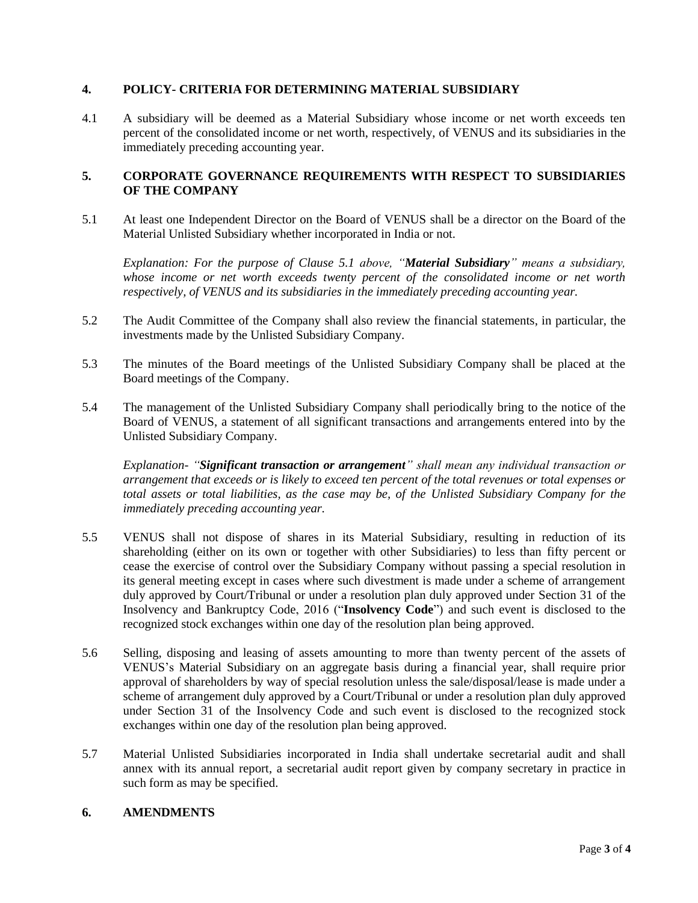## 4. POLICY- CRITERIA FOR DETERMINING MATERIAL SUBSIDIARY

4.1 A subsidiary will be deemed as a Material Subsidiary whose income or net worth exceeds ten percent of the consolidated income or net worth, respectively, of VENUS and its subsidiaries in the immediately preceding accounting year.

## 5. CORPORATE GOVERNANCE REQUIREMENTS WITH RESPECT TO SUBSIDIARIES OF THE COMPANY

5.1 At least one Independent Director on the Board of VENUS shall be a director on the Board of the Material Unlisted Subsidiary whether incorporated in India or not.

*Explanation: For the purpose of Clause 5.1 above, "**Material Subsidiary**" means a subsidiary, whose income or net worth exceeds twenty percent of the consolidated income or net worth respectively, of VENUS and its subsidiaries in the immediately preceding accounting year.*

5.2 The Audit Committee of the Company shall also review the financial statements, in particular, the investments made by the Unlisted Subsidiary Company.

5.3 The minutes of the Board meetings of the Unlisted Subsidiary Company shall be placed at the Board meetings of the Company.

5.4 The management of the Unlisted Subsidiary Company shall periodically bring to the notice of the Board of VENUS, a statement of all significant transactions and arrangements entered into by the Unlisted Subsidiary Company.

*Explanation- "**Significant transaction or arrangement**" shall mean any individual transaction or arrangement that exceeds or is likely to exceed ten percent of the total revenues or total expenses or total assets or total liabilities, as the case may be, of the Unlisted Subsidiary Company for the immediately preceding accounting year.*

5.5 VENUS shall not dispose of shares in its Material Subsidiary, resulting in reduction of its shareholding (either on its own or together with other Subsidiaries) to less than fifty percent or cease the exercise of control over the Subsidiary Company without passing a special resolution in its general meeting except in cases where such divestment is made under a scheme of arrangement duly approved by Court/Tribunal or under a resolution plan duly approved under Section 31 of the Insolvency and Bankruptcy Code, 2016 ("**Insolvency Code**") and such event is disclosed to the recognized stock exchanges within one day of the resolution plan being approved.

5.6 Selling, disposing and leasing of assets amounting to more than twenty percent of the assets of VENUS's Material Subsidiary on an aggregate basis during a financial year, shall require prior approval of shareholders by way of special resolution unless the sale/disposal/lease is made under a scheme of arrangement duly approved by a Court/Tribunal or under a resolution plan duly approved under Section 31 of the Insolvency Code and such event is disclosed to the recognized stock exchanges within one day of the resolution plan being approved.

5.7 Material Unlisted Subsidiaries incorporated in India shall undertake secretarial audit and shall annex with its annual report, a secretarial audit report given by company secretary in practice in such form as may be specified.

## 6. AMENDMENTS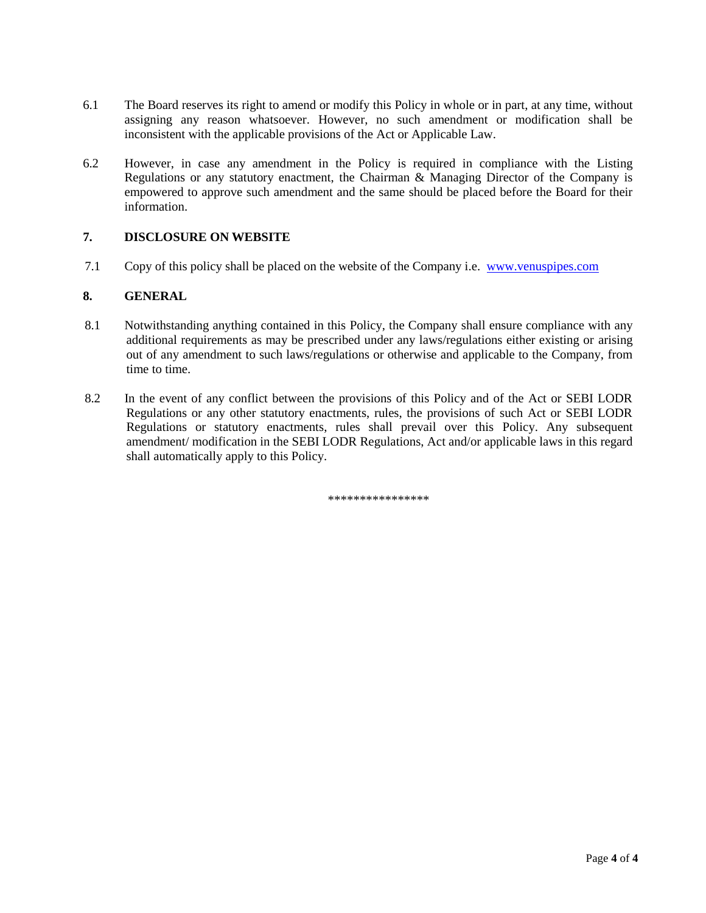6.1 The Board reserves its right to amend or modify this Policy in whole or in part, at any time, without assigning any reason whatsoever. However, no such amendment or modification shall be inconsistent with the applicable provisions of the Act or Applicable Law.

6.2 However, in case any amendment in the Policy is required in compliance with the Listing Regulations or any statutory enactment, the Chairman & Managing Director of the Company is empowered to approve such amendment and the same should be placed before the Board for their information.

## 7. DISCLOSURE ON WEBSITE

7.1 Copy of this policy shall be placed on the website of the Company i.e. [www.venuspipes.com](http://www.venuspipes.com)

## 8. GENERAL

8.1 Notwithstanding anything contained in this Policy, the Company shall ensure compliance with any additional requirements as may be prescribed under any laws/regulations either existing or arising out of any amendment to such laws/regulations or otherwise and applicable to the Company, from time to time.

8.2 In the event of any conflict between the provisions of this Policy and of the Act or SEBI LODR Regulations or any other statutory enactments, rules, the provisions of such Act or SEBI LODR Regulations or statutory enactments, rules shall prevail over this Policy. Any subsequent amendment/ modification in the SEBI LODR Regulations, Act and/or applicable laws in this regard shall automatically apply to this Policy.

****************